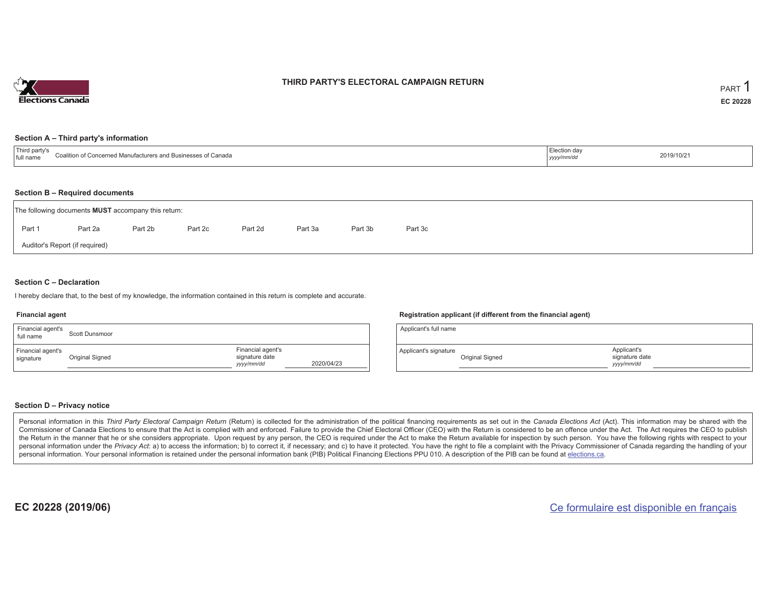# THIRD PARTY'S ELECTORAL CAMPAIGN RETURN

PART 1

EC 20228

## Section A – Third party's information

| Third party's full name | Coalition of Concerned Manufacturers and Businesses of Canada | Election day *yyyy/mm/dd* | 2019/10/21 |
|---|---|---|---|

## Section B – Required documents

The following documents **MUST** accompany this return:

Part 1 Part 2a Part 2b Part 2c Part 2d Part 3a Part 3b Part 3c

Auditor's Report (if required)

## Section C – Declaration

I hereby declare that, to the best of my knowledge, the information contained in this return is complete and accurate.

### Financial agent

| Financial agent's full name | Scott Dunsmoor | | |
|---|---|---|---|
| Financial agent's signature | Original Signed | Financial agent's signature date *yyyy/mm/dd* | 2020/04/23 |

### Registration applicant (if different from the financial agent)

| Applicant's full name | | | |
|---|---|---|---|
| Applicant's signature | Original Signed | Applicant's signature date *yyyy/mm/dd* | |

## Section D – Privacy notice

Personal information in this *Third Party Electoral Campaign Return* (Return) is collected for the administration of the political financing requirements as set out in the *Canada Elections Act* (Act). This information may be shared with the Commissioner of Canada Elections to ensure that the Act is complied with and enforced. Failure to provide the Chief Electoral Officer (CEO) with the Return is considered to be an offence under the Act. The Act requires the CEO to publish the Return in the manner that he or she considers appropriate. Upon request by any person, the CEO is required under the Act to make the Return available for inspection by such person. You have the following rights with respect to your personal information under the *Privacy Act*: a) to access the information; b) to correct it, if necessary; and c) to have it protected. You have the right to file a complaint with the Privacy Commissioner of Canada regarding the handling of your personal information. Your personal information is retained under the personal information bank (PIB) Political Financing Elections PPU 010. A description of the PIB can be found at elections.ca.

EC 20228 (2019/06)

Ce formulaire est disponible en français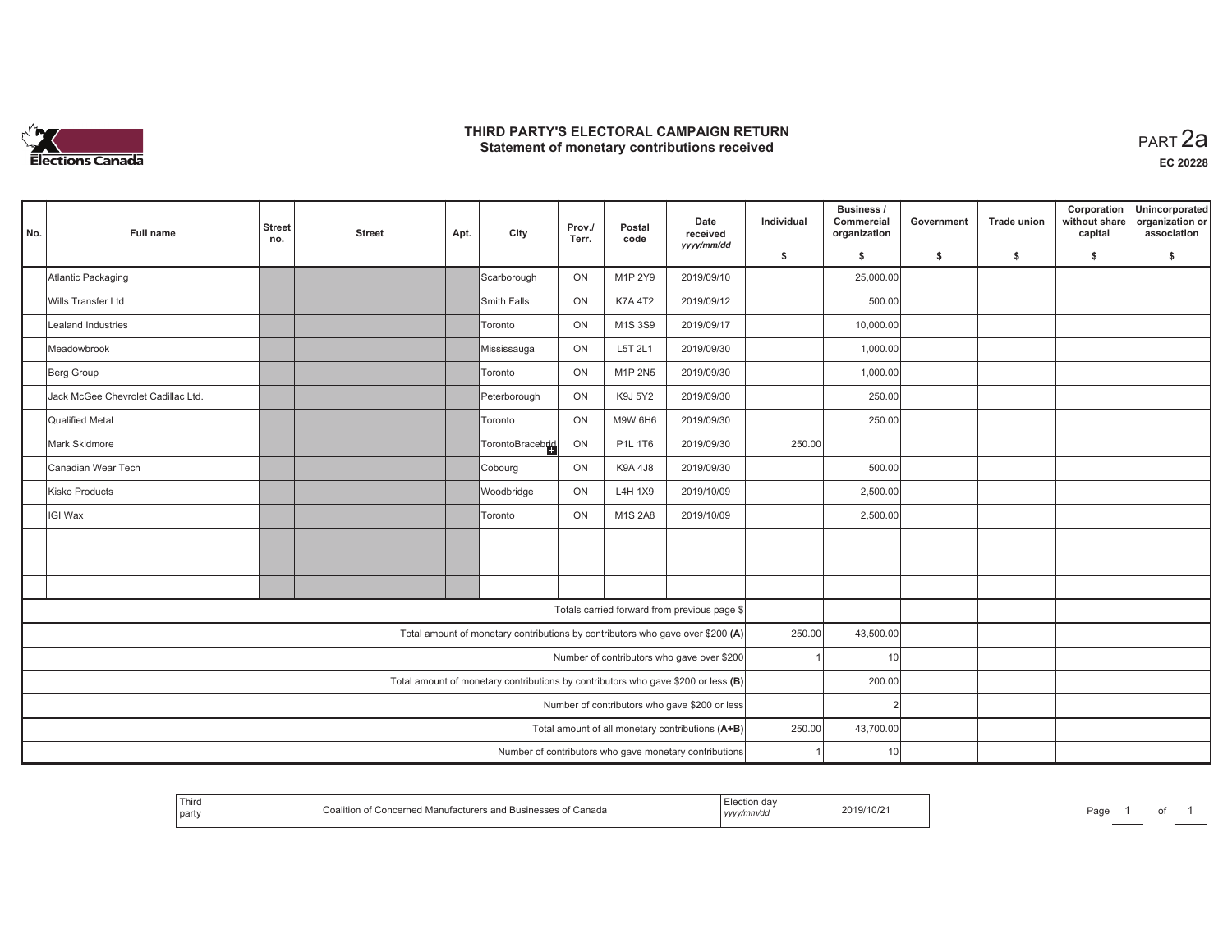# THIRD PARTY'S ELECTORAL CAMPAIGN RETURN
## Statement of monetary contributions received

PART 2a

**EC 20228**

| No. | Full name | Street no. | Street | Apt. | City | Prov./ Terr. | Postal code | Date received yyyy/mm/dd | Individual $ | Business / Commercial organization $ | Government $ | Trade union $ | Corporation without share capital $ | Unincorporated organization or association $ |
|---|---|---|---|---|---|---|---|---|---|---|---|---|---|---|
| | Atlantic Packaging | | | | Scarborough | ON | M1P 2Y9 | 2019/09/10 | | 25,000.00 | | | | |
| | Wills Transfer Ltd | | | | Smith Falls | ON | K7A 4T2 | 2019/09/12 | | 500.00 | | | | |
| | Lealand Industries | | | | Toronto | ON | M1S 3S9 | 2019/09/17 | | 10,000.00 | | | | |
| | Meadowbrook | | | | Mississauga | ON | L5T 2L1 | 2019/09/30 | | 1,000.00 | | | | |
| | Berg Group | | | | Toronto | ON | M1P 2N5 | 2019/09/30 | | 1,000.00 | | | | |
| | Jack McGee Chevrolet Cadillac Ltd. | | | | Peterborough | ON | K9J 5Y2 | 2019/09/30 | | 250.00 | | | | |
| | Qualified Metal | | | | Toronto | ON | M9W 6H6 | 2019/09/30 | | 250.00 | | | | |
| | Mark Skidmore | | | | TorontoBracebrid | ON | P1L 1T6 | 2019/09/30 | 250.00 | | | | | |
| | Canadian Wear Tech | | | | Cobourg | ON | K9A 4J8 | 2019/09/30 | | 500.00 | | | | |
| | Kisko Products | | | | Woodbridge | ON | L4H 1X9 | 2019/10/09 | | 2,500.00 | | | | |
| | IGI Wax | | | | Toronto | ON | M1S 2A8 | 2019/10/09 | | 2,500.00 | | | | |
| | | | | | | | | | | | | | | |
| | | | | | | | | | | | | | | |
| | | | | | | | | | | | | | | |
| | Totals carried forward from previous page $ | | | | | | | | | | | | | |
| | Total amount of monetary contributions by contributors who gave over $200 (A) | | | | | | | | 250.00 | 43,500.00 | | | | |
| | Number of contributors who gave over $200 | | | | | | | | 1 | 10 | | | | |
| | Total amount of monetary contributions by contributors who gave $200 or less (B) | | | | | | | | | 200.00 | | | | |
| | Number of contributors who gave $200 or less | | | | | | | | | 2 | | | | |
| | Total amount of all monetary contributions (A+B) | | | | | | | | 250.00 | 43,700.00 | | | | |
| | Number of contributors who gave monetary contributions | | | | | | | | 1 | 10 | | | | |

| Third party | Coalition of Concerned Manufacturers and Businesses of Canada | Election day yyyy/mm/dd | 2019/10/21 |
|---|---|---|---|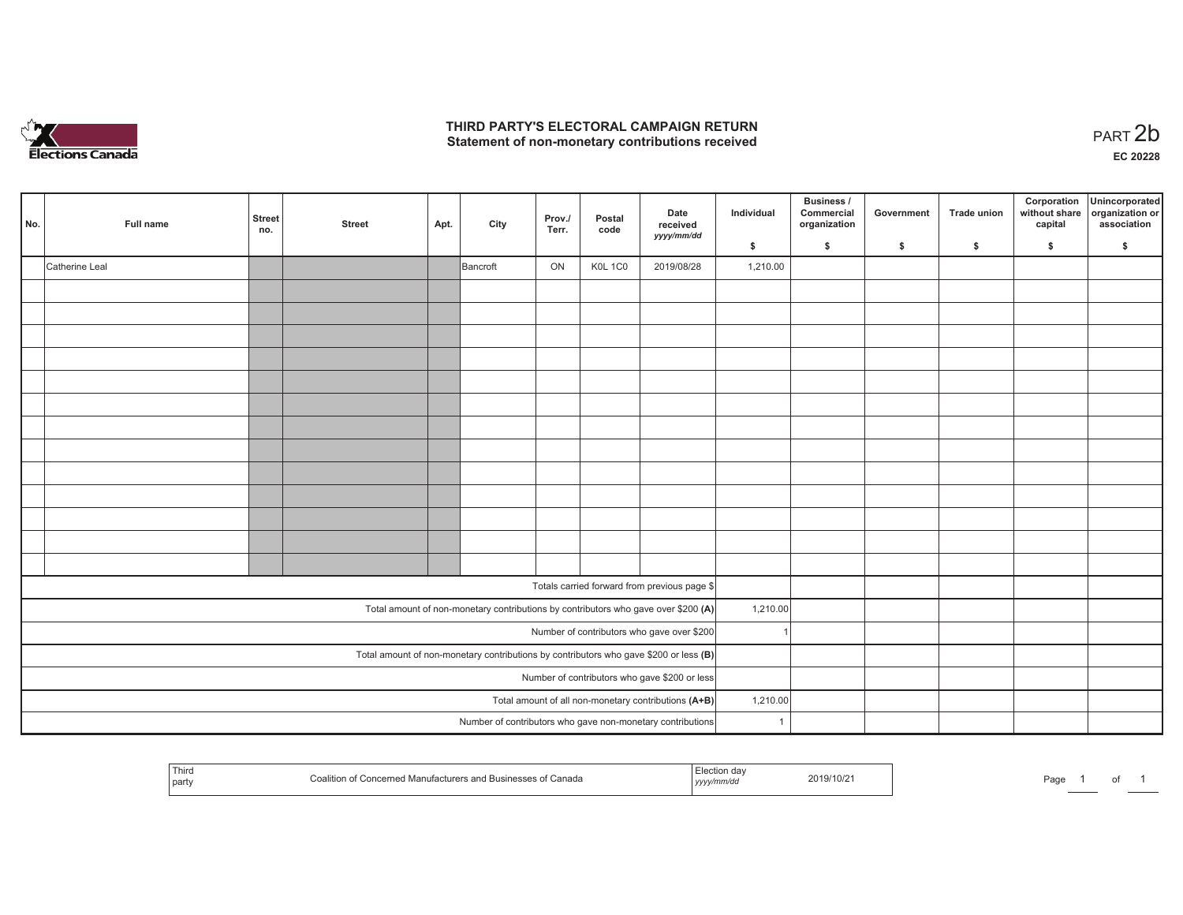# THIRD PARTY'S ELECTORAL CAMPAIGN RETURN
## Statement of non-monetary contributions received

PART 2b

**EC 20228**

| No. | Full name | Street no. | Street | Apt. | City | Prov./ Terr. | Postal code | Date received yyyy/mm/dd | Individual $ | Business / Commercial organization $ | Government $ | Trade union $ | Corporation without share capital $ | Unincorporated organization or association $ |
|---|---|---|---|---|---|---|---|---|---|---|---|---|---|---|
| | Catherine Leal | | | | Bancroft | ON | K0L 1C0 | 2019/08/28 | 1,210.00 | | | | | |
| | | | | | | | | | | | | | | |
| | | | | | | | | | | | | | | |
| | | | | | | | | | | | | | | |
| | | | | | | | | | | | | | | |
| | | | | | | | | | | | | | | |
| | | | | | | | | | | | | | | |
| | | | | | | | | | | | | | | |
| | | | | | | | | | | | | | | |
| | | | | | | | | | | | | | | |
| | | | | | | | | | | | | | | |
| | | | | | | | | | | | | | | |
| | | | | | | | | | | | | | | |
| | | | | | | | | | | | | | | |
| Totals carried forward from previous page $ | | | | | | | | | | | | | | |
| Total amount of non-monetary contributions by contributors who gave over $200 (A) | | | | | | | | | 1,210.00 | | | | | |
| Number of contributors who gave over $200 | | | | | | | | | 1 | | | | | |
| Total amount of non-monetary contributions by contributors who gave $200 or less (B) | | | | | | | | | | | | | | |
| Number of contributors who gave $200 or less | | | | | | | | | | | | | | |
| Total amount of all non-monetary contributions (A+B) | | | | | | | | | 1,210.00 | | | | | |
| Number of contributors who gave non-monetary contributions | | | | | | | | | 1 | | | | | |

| Third party | Coalition of Concerned Manufacturers and Businesses of Canada | Election day yyyy/mm/dd | 2019/10/21 |
|---|---|---|---|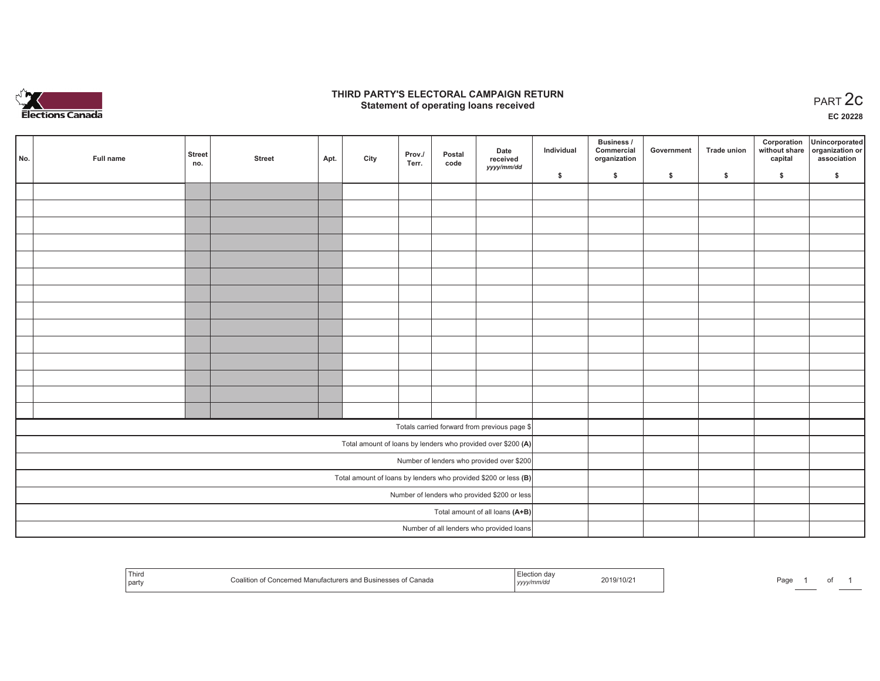# THIRD PARTY'S ELECTORAL CAMPAIGN RETURN
## Statement of operating loans received

PART 2c

EC 20228

| No. | Full name | Street no. | Street | Apt. | City | Prov./ Terr. | Postal code | Date received yyyy/mm/dd | Individual $ | Business / Commercial organization $ | Government $ | Trade union $ | Corporation without share capital $ | Unincorporated organization or association $ |
|---|---|---|---|---|---|---|---|---|---|---|---|---|---|---|
| | | | | | | | | | | | | | | |
| | | | | | | | | | | | | | | |
| | | | | | | | | | | | | | | |
| | | | | | | | | | | | | | | |
| | | | | | | | | | | | | | | |
| | | | | | | | | | | | | | | |
| | | | | | | | | | | | | | | |
| | | | | | | | | | | | | | | |
| | | | | | | | | | | | | | | |
| | | | | | | | | | | | | | | |
| | | | | | | | | | | | | | | |
| | | | | | | | | | | | | | | |
| | | | | | | | | | | | | | | |
| | | | | | | | | | | | | | | |
| Totals carried forward from previous page $ | | | | | | | | | | | | | | |
| Total amount of loans by lenders who provided over $200 **(A)** | | | | | | | | | | | | | | |
| Number of lenders who provided over $200 | | | | | | | | | | | | | | |
| Total amount of loans by lenders who provided $200 or less **(B)** | | | | | | | | | | | | | | |
| Number of lenders who provided $200 or less | | | | | | | | | | | | | | |
| Total amount of all loans **(A+B)** | | | | | | | | | | | | | | |
| Number of all lenders who provided loans | | | | | | | | | | | | | | |

| Third party | Coalition of Concerned Manufacturers and Businesses of Canada | Election day yyyy/mm/dd | 2019/10/21 |
|---|---|---|---|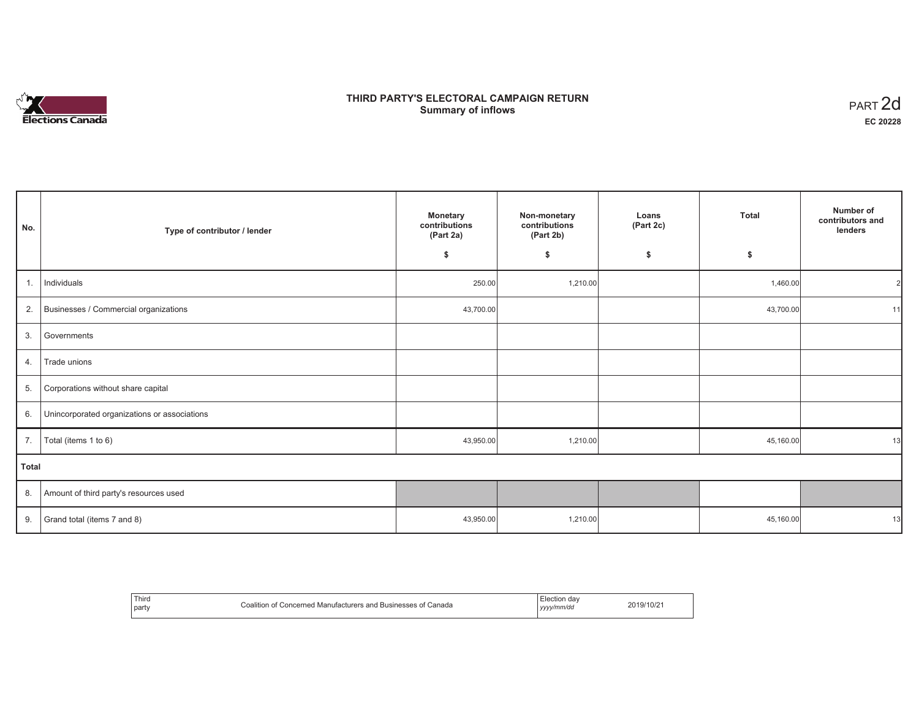# THIRD PARTY'S ELECTORAL CAMPAIGN RETURN
## Summary of inflows

PART 2d
**EC 20228**

| No. | Type of contributor / lender | Monetary contributions (Part 2a) $ | Non-monetary contributions (Part 2b) $ | Loans (Part 2c) $ | Total $ | Number of contributors and lenders |
|---|---|---|---|---|---|---|
| 1. | Individuals | 250.00 | 1,210.00 | | 1,460.00 | 2 |
| 2. | Businesses / Commercial organizations | 43,700.00 | | | 43,700.00 | 11 |
| 3. | Governments | | | | | |
| 4. | Trade unions | | | | | |
| 5. | Corporations without share capital | | | | | |
| 6. | Unincorporated organizations or associations | | | | | |
| 7. | Total (items 1 to 6) | 43,950.00 | 1,210.00 | | 45,160.00 | 13 |
| **Total** | | | | | | |
| 8. | Amount of third party's resources used | | | | | |
| 9. | Grand total (items 7 and 8) | 43,950.00 | 1,210.00 | | 45,160.00 | 13 |

| Third party | Coalition of Concerned Manufacturers and Businesses of Canada | Election day *yyyy/mm/dd* | 2019/10/21 |
|---|---|---|---|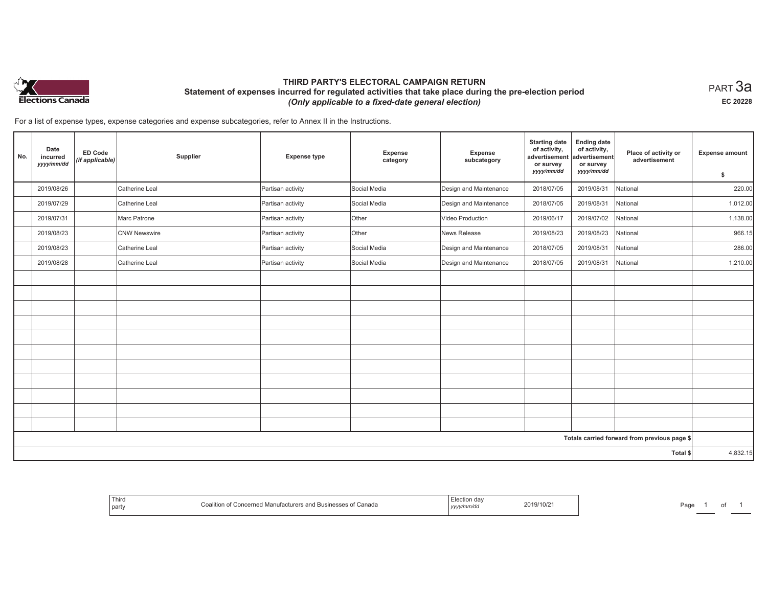# THIRD PARTY'S ELECTORAL CAMPAIGN RETURN

## Statement of expenses incurred for regulated activities that take place during the pre-election period

*(Only applicable to a fixed-date general election)*

PART 3a

EC 20228

For a list of expense types, expense categories and expense subcategories, refer to Annex II in the Instructions.

| No. | Date incurred *yyyy/mm/dd* | ED Code *(if applicable)* | Supplier | Expense type | Expense category | Expense subcategory | Starting date of activity, advertisement or survey *yyyy/mm/dd* | Ending date of activity, advertisement or survey *yyyy/mm/dd* | Place of activity or advertisement | Expense amount $ |
|---|---|---|---|---|---|---|---|---|---|---|
| | 2019/08/26 | | Catherine Leal | Partisan activity | Social Media | Design and Maintenance | 2018/07/05 | 2019/08/31 | National | 220.00 |
| | 2019/07/29 | | Catherine Leal | Partisan activity | Social Media | Design and Maintenance | 2018/07/05 | 2019/08/31 | National | 1,012.00 |
| | 2019/07/31 | | Marc Patrone | Partisan activity | Other | Video Production | 2019/06/17 | 2019/07/02 | National | 1,138.00 |
| | 2019/08/23 | | CNW Newswire | Partisan activity | Other | News Release | 2019/08/23 | 2019/08/23 | National | 966.15 |
| | 2019/08/23 | | Catherine Leal | Partisan activity | Social Media | Design and Maintenance | 2018/07/05 | 2019/08/31 | National | 286.00 |
| | 2019/08/28 | | Catherine Leal | Partisan activity | Social Media | Design and Maintenance | 2018/07/05 | 2019/08/31 | National | 1,210.00 |
| | | | | | | | | | | |
| | | | | | | | | | Totals carried forward from previous page $ | |
| | | | | | | | | | Total $ | 4,832.15 |

| Third party | Coalition of Concerned Manufacturers and Businesses of Canada | Election day *yyyy/mm/dd* | 2019/10/21 |
|---|---|---|---|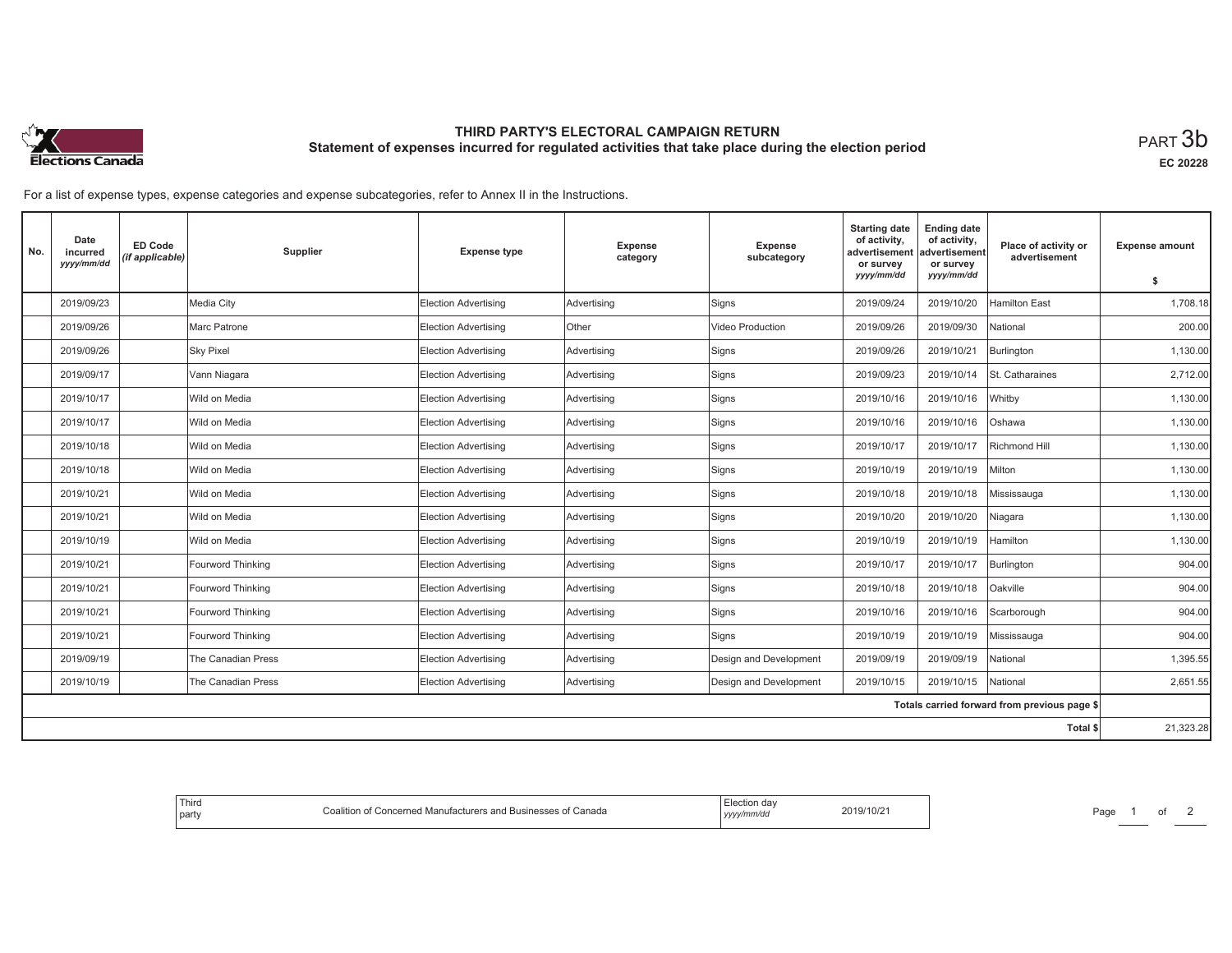# THIRD PARTY'S ELECTORAL CAMPAIGN RETURN

## Statement of expenses incurred for regulated activities that take place during the election period

PART 3b

EC 20228

For a list of expense types, expense categories and expense subcategories, refer to Annex II in the Instructions.

| No. | Date incurred *yyyy/mm/dd* | ED Code *(if applicable)* | Supplier | Expense type | Expense category | Expense subcategory | Starting date of activity, advertisement or survey *yyyy/mm/dd* | Ending date of activity, advertisement or survey *yyyy/mm/dd* | Place of activity or advertisement | Expense amount $ |
|---|---|---|---|---|---|---|---|---|---|---|
| | 2019/09/23 | | Media City | Election Advertising | Advertising | Signs | 2019/09/24 | 2019/10/20 | Hamilton East | 1,708.18 |
| | 2019/09/26 | | Marc Patrone | Election Advertising | Other | Video Production | 2019/09/26 | 2019/09/30 | National | 200.00 |
| | 2019/09/26 | | Sky Pixel | Election Advertising | Advertising | Signs | 2019/09/26 | 2019/10/21 | Burlington | 1,130.00 |
| | 2019/09/17 | | Vann Niagara | Election Advertising | Advertising | Signs | 2019/09/23 | 2019/10/14 | St. Catharaines | 2,712.00 |
| | 2019/10/17 | | Wild on Media | Election Advertising | Advertising | Signs | 2019/10/16 | 2019/10/16 | Whitby | 1,130.00 |
| | 2019/10/17 | | Wild on Media | Election Advertising | Advertising | Signs | 2019/10/16 | 2019/10/16 | Oshawa | 1,130.00 |
| | 2019/10/18 | | Wild on Media | Election Advertising | Advertising | Signs | 2019/10/17 | 2019/10/17 | Richmond Hill | 1,130.00 |
| | 2019/10/18 | | Wild on Media | Election Advertising | Advertising | Signs | 2019/10/19 | 2019/10/19 | Milton | 1,130.00 |
| | 2019/10/21 | | Wild on Media | Election Advertising | Advertising | Signs | 2019/10/18 | 2019/10/18 | Mississauga | 1,130.00 |
| | 2019/10/21 | | Wild on Media | Election Advertising | Advertising | Signs | 2019/10/20 | 2019/10/20 | Niagara | 1,130.00 |
| | 2019/10/19 | | Wild on Media | Election Advertising | Advertising | Signs | 2019/10/19 | 2019/10/19 | Hamilton | 1,130.00 |
| | 2019/10/21 | | Fourword Thinking | Election Advertising | Advertising | Signs | 2019/10/17 | 2019/10/17 | Burlington | 904.00 |
| | 2019/10/21 | | Fourword Thinking | Election Advertising | Advertising | Signs | 2019/10/18 | 2019/10/18 | Oakville | 904.00 |
| | 2019/10/21 | | Fourword Thinking | Election Advertising | Advertising | Signs | 2019/10/16 | 2019/10/16 | Scarborough | 904.00 |
| | 2019/10/21 | | Fourword Thinking | Election Advertising | Advertising | Signs | 2019/10/19 | 2019/10/19 | Mississauga | 904.00 |
| | 2019/09/19 | | The Canadian Press | Election Advertising | Advertising | Design and Development | 2019/09/19 | 2019/09/19 | National | 1,395.55 |
| | 2019/10/19 | | The Canadian Press | Election Advertising | Advertising | Design and Development | 2019/10/15 | 2019/10/15 | National | 2,651.55 |
| | | | | | | | | | Totals carried forward from previous page $ | |
| | | | | | | | | | Total $ | 21,323.28 |

| Third party | Coalition of Concerned Manufacturers and Businesses of Canada | Election day *yyyy/mm/dd* | 2019/10/21 |
|---|---|---|---|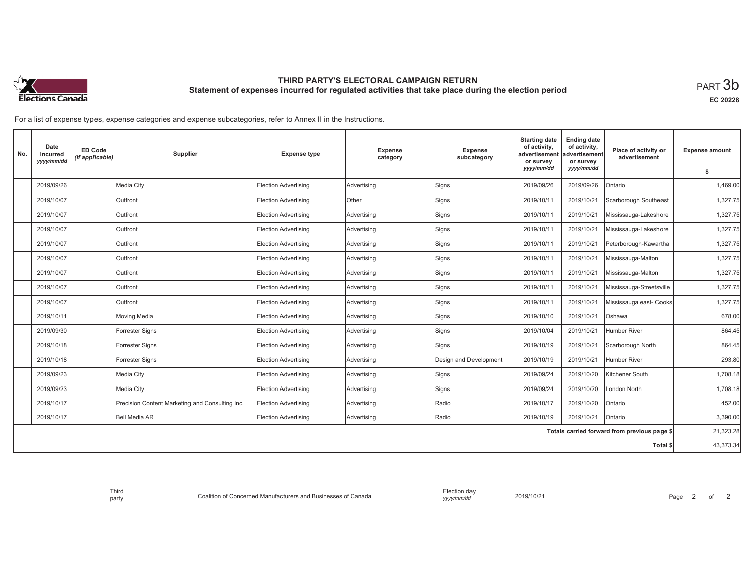# THIRD PARTY'S ELECTORAL CAMPAIGN RETURN

## Statement of expenses incurred for regulated activities that take place during the election period

PART 3b

EC 20228

For a list of expense types, expense categories and expense subcategories, refer to Annex II in the Instructions.

| No. | Date incurred *yyyy/mm/dd* | ED Code *(if applicable)* | Supplier | Expense type | Expense category | Expense subcategory | Starting date of activity, advertisement or survey *yyyy/mm/dd* | Ending date of activity, advertisement or survey *yyyy/mm/dd* | Place of activity or advertisement | Expense amount $ |
|---|---|---|---|---|---|---|---|---|---|---|
| | 2019/09/26 | | Media City | Election Advertising | Advertising | Signs | 2019/09/26 | 2019/09/26 | Ontario | 1,469.00 |
| | 2019/10/07 | | Outfront | Election Advertising | Other | Signs | 2019/10/11 | 2019/10/21 | Scarborough Southeast | 1,327.75 |
| | 2019/10/07 | | Outfront | Election Advertising | Advertising | Signs | 2019/10/11 | 2019/10/21 | Mississauga-Lakeshore | 1,327.75 |
| | 2019/10/07 | | Outfront | Election Advertising | Advertising | Signs | 2019/10/11 | 2019/10/21 | Mississauga-Lakeshore | 1,327.75 |
| | 2019/10/07 | | Outfront | Election Advertising | Advertising | Signs | 2019/10/11 | 2019/10/21 | Peterborough-Kawartha | 1,327.75 |
| | 2019/10/07 | | Outfront | Election Advertising | Advertising | Signs | 2019/10/11 | 2019/10/21 | Mississauga-Malton | 1,327.75 |
| | 2019/10/07 | | Outfront | Election Advertising | Advertising | Signs | 2019/10/11 | 2019/10/21 | Mississauga-Malton | 1,327.75 |
| | 2019/10/07 | | Outfront | Election Advertising | Advertising | Signs | 2019/10/11 | 2019/10/21 | Mississauga-Streetsville | 1,327.75 |
| | 2019/10/07 | | Outfront | Election Advertising | Advertising | Signs | 2019/10/11 | 2019/10/21 | Mississauga east- Cooks | 1,327.75 |
| | 2019/10/11 | | Moving Media | Election Advertising | Advertising | Signs | 2019/10/10 | 2019/10/21 | Oshawa | 678.00 |
| | 2019/09/30 | | Forrester Signs | Election Advertising | Advertising | Signs | 2019/10/04 | 2019/10/21 | Humber River | 864.45 |
| | 2019/10/18 | | Forrester Signs | Election Advertising | Advertising | Signs | 2019/10/19 | 2019/10/21 | Scarborough North | 864.45 |
| | 2019/10/18 | | Forrester Signs | Election Advertising | Advertising | Design and Development | 2019/10/19 | 2019/10/21 | Humber River | 293.80 |
| | 2019/09/23 | | Media City | Election Advertising | Advertising | Signs | 2019/09/24 | 2019/10/20 | Kitchener South | 1,708.18 |
| | 2019/09/23 | | Media City | Election Advertising | Advertising | Signs | 2019/09/24 | 2019/10/20 | London North | 1,708.18 |
| | 2019/10/17 | | Precision Content Marketing and Consulting Inc. | Election Advertising | Advertising | Radio | 2019/10/17 | 2019/10/20 | Ontario | 452.00 |
| | 2019/10/17 | | Bell Media AR | Election Advertising | Advertising | Radio | 2019/10/19 | 2019/10/21 | Ontario | 3,390.00 |
| | | | | | | | | | Totals carried forward from previous page $ | 21,323.28 |
| | | | | | | | | | Total $ | 43,373.34 |

| Third party | Coalition of Concerned Manufacturers and Businesses of Canada | Election day *yyyy/mm/dd* | 2019/10/21 |
|---|---|---|---|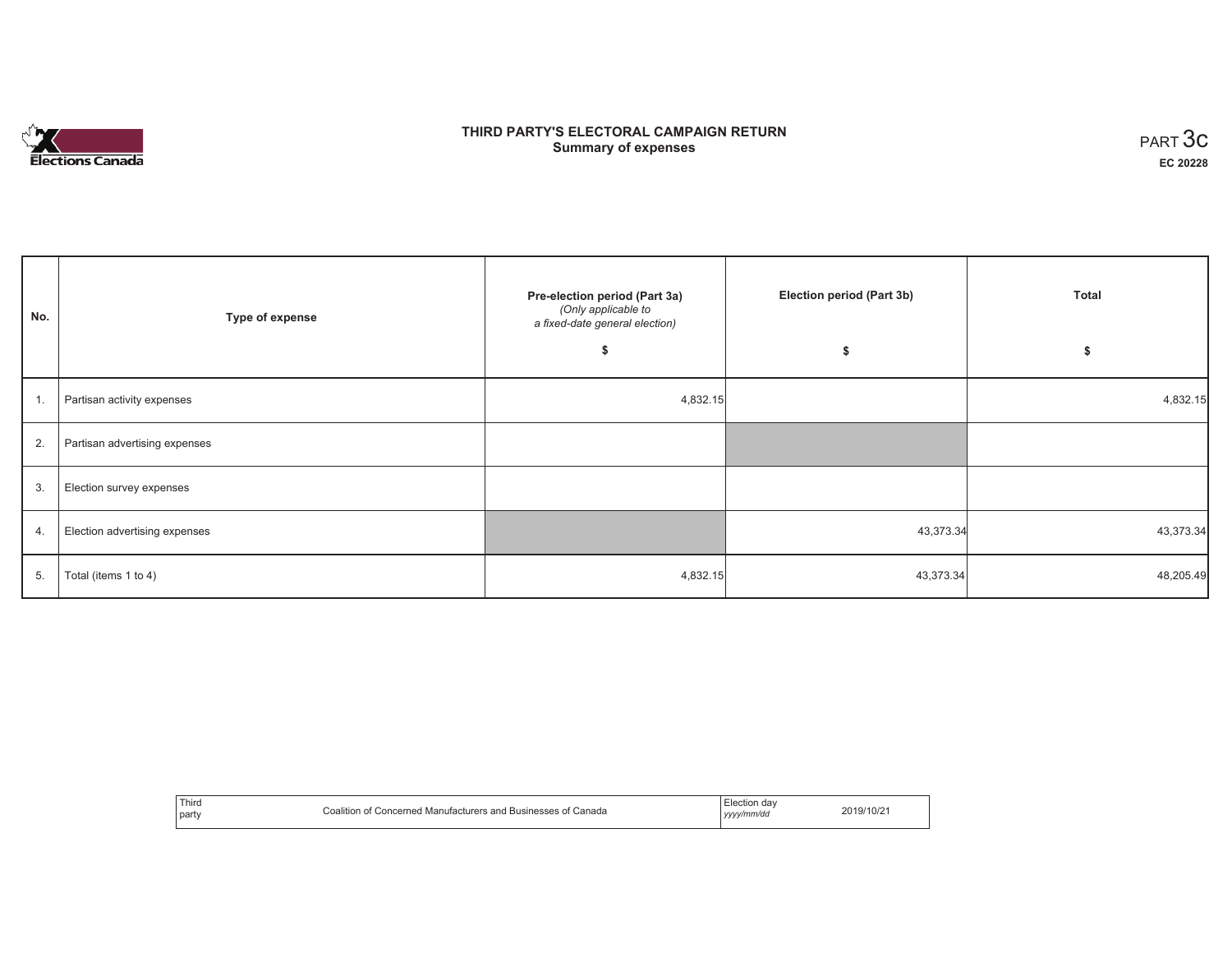# THIRD PARTY'S ELECTORAL CAMPAIGN RETURN

## Summary of expenses

PART 3c

**EC 20228**

| No. | Type of expense | Pre-election period (Part 3a) *(Only applicable to a fixed-date general election)* $ | Election period (Part 3b) $ | Total $ |
|---|---|---|---|---|
| 1. | Partisan activity expenses | 4,832.15 | | 4,832.15 |
| 2. | Partisan advertising expenses | | | |
| 3. | Election survey expenses | | | |
| 4. | Election advertising expenses | | 43,373.34 | 43,373.34 |
| 5. | Total (items 1 to 4) | 4,832.15 | 43,373.34 | 48,205.49 |

| Third party | Coalition of Concerned Manufacturers and Businesses of Canada | Election day *yyyy/mm/dd* | 2019/10/21 |
|---|---|---|---|